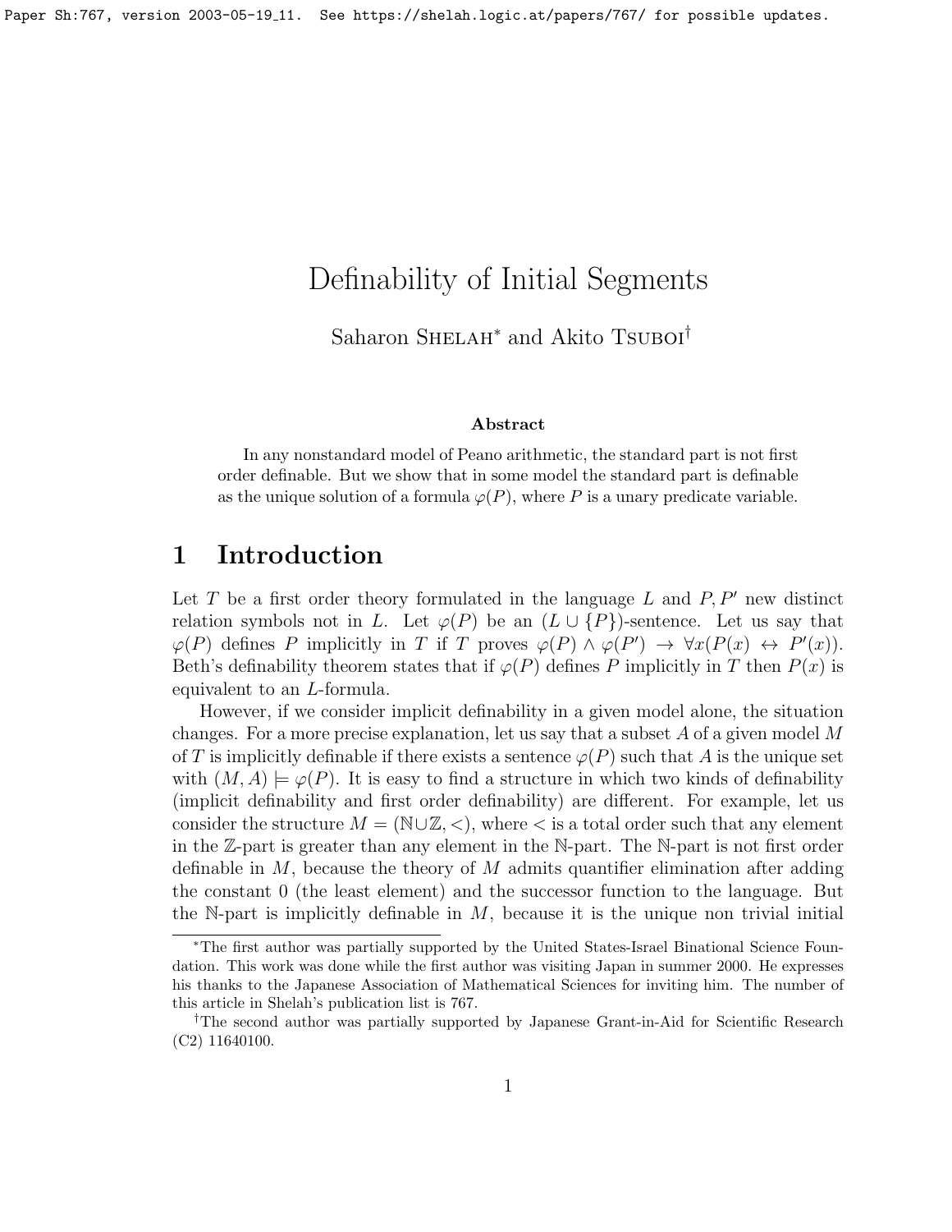# Definability of Initial Segments

Saharon Shelah* and Akito Tsuboi†

### Abstract

In any nonstandard model of Peano arithmetic, the standard part is not first order definable. But we show that in some model the standard part is definable as the unique solution of a formula $\varphi(P)$, where $P$ is a unary predicate variable.

## 1 Introduction

Let $T$ be a first order theory formulated in the language $L$ and $P, P'$ new distinct relation symbols not in $L$. Let $\varphi(P)$ be an $(L \cup \{P\})$-sentence. Let us say that $\varphi(P)$ defines $P$ implicitly in $T$ if $T$ proves $\varphi(P) \wedge \varphi(P') \rightarrow \forall x(P(x) \leftrightarrow P'(x))$. Beth's definability theorem states that if $\varphi(P)$ defines $P$ implicitly in $T$ then $P(x)$ is equivalent to an $L$-formula.

However, if we consider implicit definability in a given model alone, the situation changes. For a more precise explanation, let us say that a subset $A$ of a given model $M$ of $T$ is implicitly definable if there exists a sentence $\varphi(P)$ such that $A$ is the unique set with $(M, A) \models \varphi(P)$. It is easy to find a structure in which two kinds of definability (implicit definability and first order definability) are different. For example, let us consider the structure $M = (\mathbb{N} \cup \mathbb{Z}, <)$, where $<$ is a total order such that any element in the $\mathbb{Z}$-part is greater than any element in the $\mathbb{N}$-part. The $\mathbb{N}$-part is not first order definable in $M$, because the theory of $M$ admits quantifier elimination after adding the constant 0 (the least element) and the successor function to the language. But the $\mathbb{N}$-part is implicitly definable in $M$, because it is the unique non trivial initial

---

*The first author was partially supported by the United States-Israel Binational Science Foundation. This work was done while the first author was visiting Japan in summer 2000. He expresses his thanks to the Japanese Association of Mathematical Sciences for inviting him. The number of this article in Shelah's publication list is 767.

†The second author was partially supported by Japanese Grant-in-Aid for Scientific Research (C2) 11640100.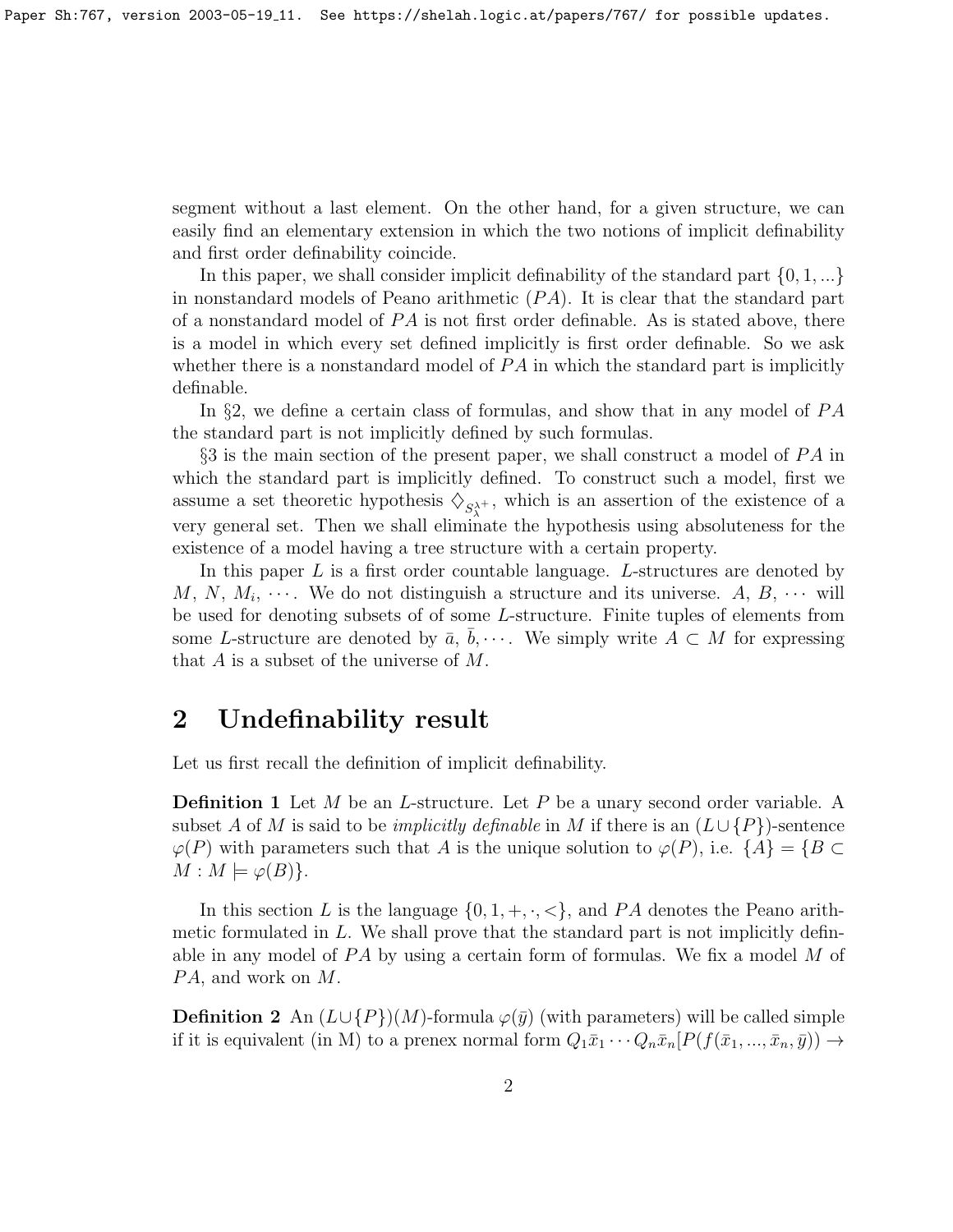segment without a last element. On the other hand, for a given structure, we can easily find an elementary extension in which the two notions of implicit definability and first order definability coincide.

In this paper, we shall consider implicit definability of the standard part $\{0, 1, ...\}$ in nonstandard models of Peano arithmetic ($PA$). It is clear that the standard part of a nonstandard model of $PA$ is not first order definable. As is stated above, there is a model in which every set defined implicitly is first order definable. So we ask whether there is a nonstandard model of $PA$ in which the standard part is implicitly definable.

In §2, we define a certain class of formulas, and show that in any model of $PA$ the standard part is not implicitly defined by such formulas.

§3 is the main section of the present paper, we shall construct a model of $PA$ in which the standard part is implicitly defined. To construct such a model, first we assume a set theoretic hypothesis $\diamondsuit_{S^{\lambda^+}_{\lambda}}$, which is an assertion of the existence of a very general set. Then we shall eliminate the hypothesis using absoluteness for the existence of a model having a tree structure with a certain property.

In this paper $L$ is a first order countable language. $L$-structures are denoted by $M$, $N$, $M_i$, $\cdots$. We do not distinguish a structure and its universe. $A$, $B$, $\cdots$ will be used for denoting subsets of of some $L$-structure. Finite tuples of elements from some $L$-structure are denoted by $\bar{a}$, $\bar{b}, \cdots$. We simply write $A \subset M$ for expressing that $A$ is a subset of the universe of $M$.

## 2 Undefinability result

Let us first recall the definition of implicit definability.

**Definition 1** Let $M$ be an $L$-structure. Let $P$ be a unary second order variable. A subset $A$ of $M$ is said to be *implicitly definable* in $M$ if there is an $(L \cup \{P\})$-sentence $\varphi(P)$ with parameters such that $A$ is the unique solution to $\varphi(P)$, i.e. $\{A\} = \{B \subset M : M \models \varphi(B)\}$.

In this section $L$ is the language $\{0, 1, +, \cdot, <\}$, and $PA$ denotes the Peano arithmetic formulated in $L$. We shall prove that the standard part is not implicitly definable in any model of $PA$ by using a certain form of formulas. We fix a model $M$ of $PA$, and work on $M$.

**Definition 2** An $(L \cup \{P\})(M)$-formula $\varphi(\bar{y})$ (with parameters) will be called simple if it is equivalent (in M) to a prenex normal form $Q_1\bar{x}_1 \cdots Q_n\bar{x}_n[P(f(\bar{x}_1, ..., \bar{x}_n, \bar{y})) \rightarrow$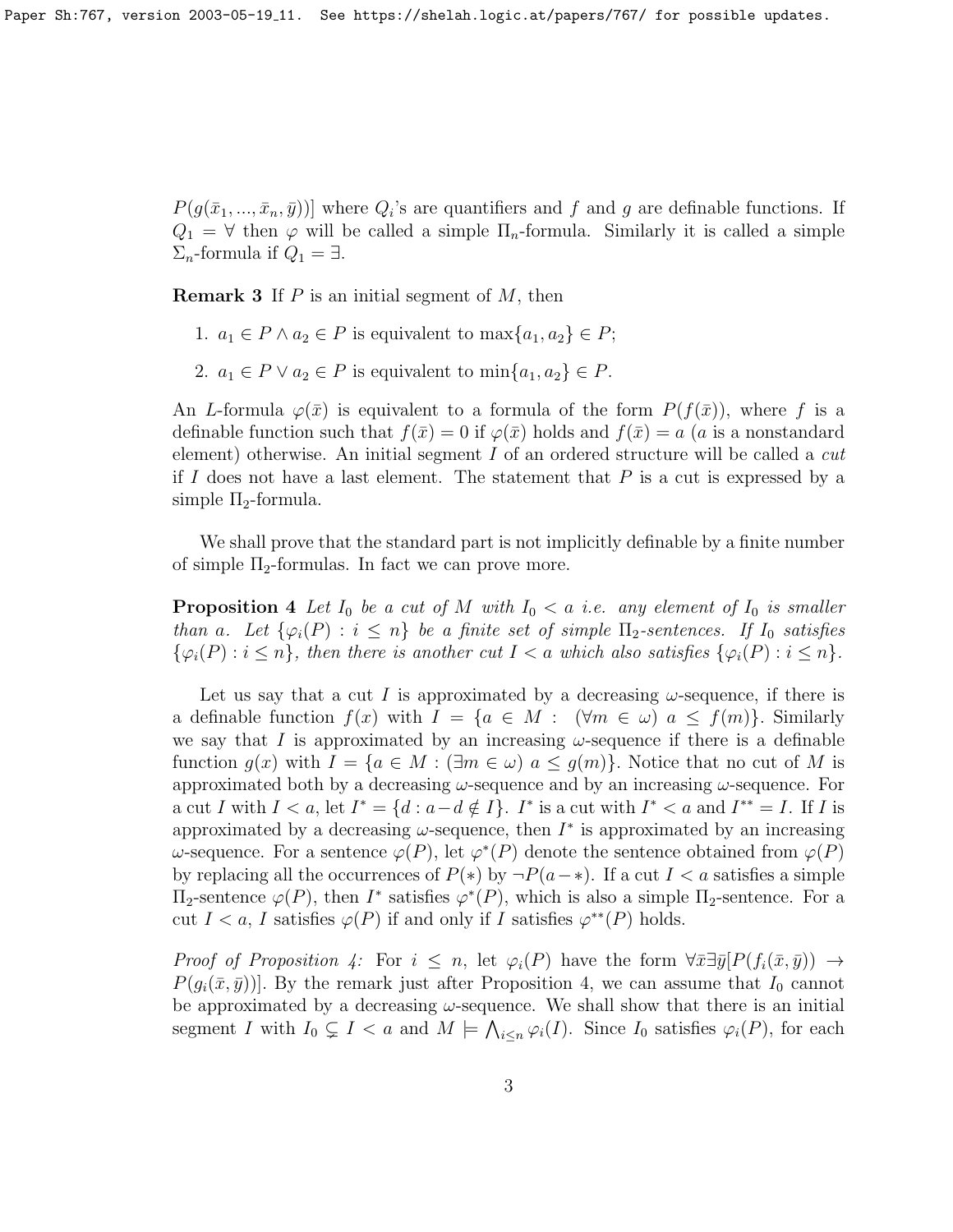$P(g(\bar{x}_1, ..., \bar{x}_n, \bar{y}))]$ where $Q_i$'s are quantifiers and $f$ and $g$ are definable functions. If $Q_1 = \forall$ then $\varphi$ will be called a simple $\Pi_n$-formula. Similarly it is called a simple $\Sigma_n$-formula if $Q_1 = \exists$.

**Remark 3** If $P$ is an initial segment of $M$, then

1. $a_1 \in P \wedge a_2 \in P$ is equivalent to $\max\{a_1, a_2\} \in P$;
2. $a_1 \in P \vee a_2 \in P$ is equivalent to $\min\{a_1, a_2\} \in P$.

An $L$-formula $\varphi(\bar{x})$ is equivalent to a formula of the form $P(f(\bar{x}))$, where $f$ is a definable function such that $f(\bar{x}) = 0$ if $\varphi(\bar{x})$ holds and $f(\bar{x}) = a$ ($a$ is a nonstandard element) otherwise. An initial segment $I$ of an ordered structure will be called a *cut* if $I$ does not have a last element. The statement that $P$ is a cut is expressed by a simple $\Pi_2$-formula.

We shall prove that the standard part is not implicitly definable by a finite number of simple $\Pi_2$-formulas. In fact we can prove more.

**Proposition 4** *Let $I_0$ be a cut of $M$ with $I_0 < a$ i.e. any element of $I_0$ is smaller than $a$. Let $\{\varphi_i(P) : i \leq n\}$ be a finite set of simple $\Pi_2$-sentences. If $I_0$ satisfies $\{\varphi_i(P) : i \leq n\}$, then there is another cut $I < a$ which also satisfies $\{\varphi_i(P) : i \leq n\}$.*

Let us say that a cut $I$ is approximated by a decreasing $\omega$-sequence, if there is a definable function $f(x)$ with $I = \{a \in M : (\forall m \in \omega)\ a \leq f(m)\}$. Similarly we say that $I$ is approximated by an increasing $\omega$-sequence if there is a definable function $g(x)$ with $I = \{a \in M : (\exists m \in \omega)\ a \leq g(m)\}$. Notice that no cut of $M$ is approximated both by a decreasing $\omega$-sequence and by an increasing $\omega$-sequence. For a cut $I$ with $I < a$, let $I^* = \{d : a - d \notin I\}$. $I^*$ is a cut with $I^* < a$ and $I^{**} = I$. If $I$ is approximated by a decreasing $\omega$-sequence, then $I^*$ is approximated by an increasing $\omega$-sequence. For a sentence $\varphi(P)$, let $\varphi^*(P)$ denote the sentence obtained from $\varphi(P)$ by replacing all the occurrences of $P(*)$ by $\neg P(a - *)$. If a cut $I < a$ satisfies a simple $\Pi_2$-sentence $\varphi(P)$, then $I^*$ satisfies $\varphi^*(P)$, which is also a simple $\Pi_2$-sentence. For a cut $I < a$, $I$ satisfies $\varphi(P)$ if and only if $I$ satisfies $\varphi^{**}(P)$ holds.

*Proof of Proposition 4:* For $i \leq n$, let $\varphi_i(P)$ have the form $\forall \bar{x} \exists \bar{y} [P(f_i(\bar{x}, \bar{y})) \rightarrow P(g_i(\bar{x}, \bar{y}))]$. By the remark just after Proposition 4, we can assume that $I_0$ cannot be approximated by a decreasing $\omega$-sequence. We shall show that there is an initial segment $I$ with $I_0 \subsetneq I < a$ and $M \models \bigwedge_{i \leq n} \varphi_i(I)$. Since $I_0$ satisfies $\varphi_i(P)$, for each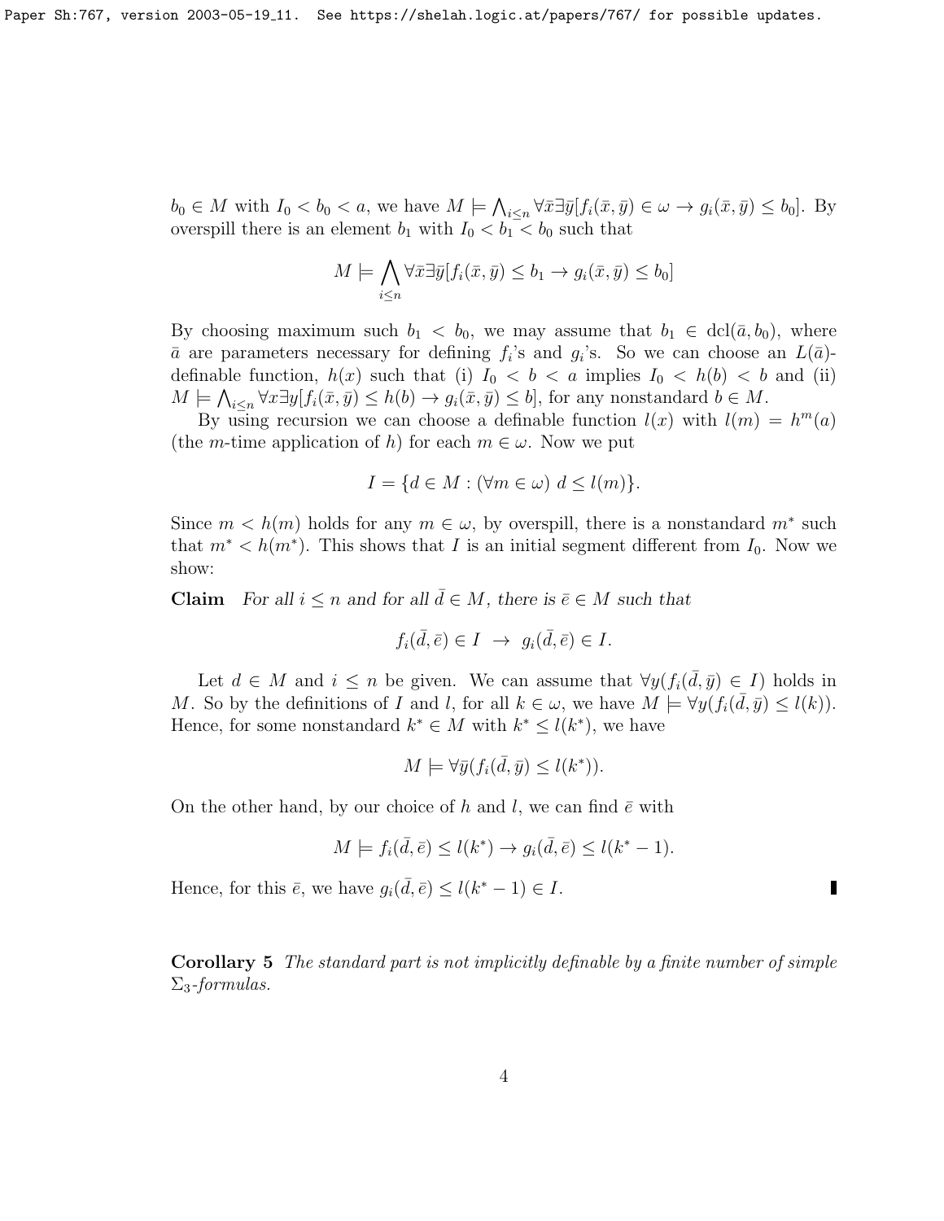$b_0 \in M$ with $I_0 < b_0 < a$, we have $M \models \bigwedge_{i \le n} \forall \bar{x} \exists \bar{y} [f_i(\bar{x}, \bar{y}) \in \omega \to g_i(\bar{x}, \bar{y}) \le b_0]$. By overspill there is an element $b_1$ with $I_0 < b_1 < b_0$ such that

$$M \models \bigwedge_{i \le n} \forall \bar{x} \exists \bar{y} [f_i(\bar{x}, \bar{y}) \le b_1 \to g_i(\bar{x}, \bar{y}) \le b_0]$$

By choosing maximum such $b_1 < b_0$, we may assume that $b_1 \in \mathrm{dcl}(\bar{a}, b_0)$, where $\bar{a}$ are parameters necessary for defining $f_i$'s and $g_i$'s. So we can choose an $L(\bar{a})$-definable function, $h(x)$ such that (i) $I_0 < b < a$ implies $I_0 < h(b) < b$ and (ii) $M \models \bigwedge_{i \le n} \forall x \exists y [f_i(\bar{x}, \bar{y}) \le h(b) \to g_i(\bar{x}, \bar{y}) \le b]$, for any nonstandard $b \in M$.

By using recursion we can choose a definable function $l(x)$ with $l(m) = h^m(a)$ (the $m$-time application of $h$) for each $m \in \omega$. Now we put

$$I = \{d \in M : (\forall m \in \omega)\ d \le l(m)\}.$$

Since $m < h(m)$ holds for any $m \in \omega$, by overspill, there is a nonstandard $m^*$ such that $m^* < h(m^*)$. This shows that $I$ is an initial segment different from $I_0$. Now we show:

**Claim** *For all $i \le n$ and for all $\bar{d} \in M$, there is $\bar{e} \in M$ such that*

$$f_i(\bar{d}, \bar{e}) \in I \ \to\ g_i(\bar{d}, \bar{e}) \in I.$$

Let $d \in M$ and $i \le n$ be given. We can assume that $\forall y (f_i(\bar{d}, \bar{y}) \in I)$ holds in $M$. So by the definitions of $I$ and $l$, for all $k \in \omega$, we have $M \models \forall y (f_i(\bar{d}, \bar{y}) \le l(k))$. Hence, for some nonstandard $k^* \in M$ with $k^* \le l(k^*)$, we have

$$M \models \forall \bar{y} (f_i(\bar{d}, \bar{y}) \le l(k^*)).$$

On the other hand, by our choice of $h$ and $l$, we can find $\bar{e}$ with

$$M \models f_i(\bar{d}, \bar{e}) \le l(k^*) \to g_i(\bar{d}, \bar{e}) \le l(k^* - 1).$$

Hence, for this $\bar{e}$, we have $g_i(\bar{d}, \bar{e}) \le l(k^* - 1) \in I$. ∎

**Corollary 5** *The standard part is not implicitly definable by a finite number of simple $\Sigma_3$-formulas.*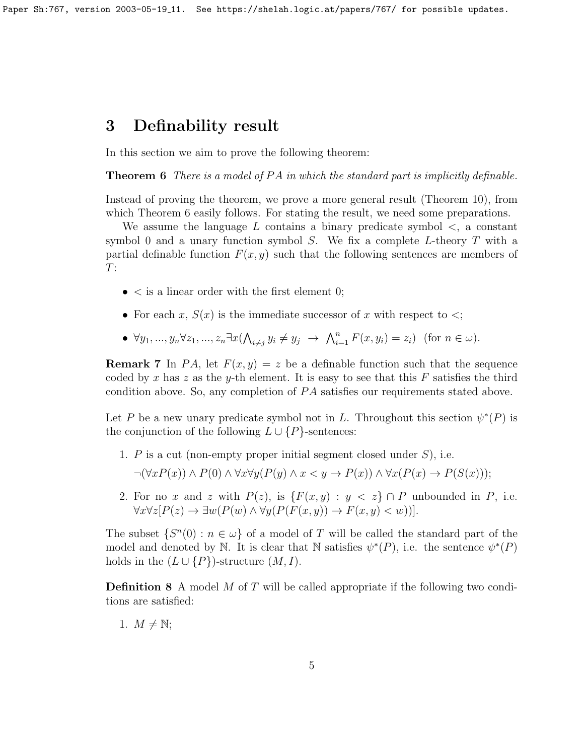## 3 Definability result

In this section we aim to prove the following theorem:

**Theorem 6** *There is a model of $PA$ in which the standard part is implicitly definable.*

Instead of proving the theorem, we prove a more general result (Theorem 10), from which Theorem 6 easily follows. For stating the result, we need some preparations.

We assume the language $L$ contains a binary predicate symbol $<$, a constant symbol 0 and a unary function symbol $S$. We fix a complete $L$-theory $T$ with a partial definable function $F(x, y)$ such that the following sentences are members of $T$:

- $<$ is a linear order with the first element 0;
- For each $x$, $S(x)$ is the immediate successor of $x$ with respect to $<$;
- $\forall y_1, ..., y_n \forall z_1, ..., z_n \exists x (\bigwedge_{i \neq j} y_i \neq y_j \ \rightarrow \ \bigwedge_{i=1}^{n} F(x, y_i) = z_i)$ (for $n \in \omega$).

**Remark 7** In $PA$, let $F(x, y) = z$ be a definable function such that the sequence coded by $x$ has $z$ as the $y$-th element. It is easy to see that this $F$ satisfies the third condition above. So, any completion of $PA$ satisfies our requirements stated above.

Let $P$ be a new unary predicate symbol not in $L$. Throughout this section $\psi^*(P)$ is the conjunction of the following $L \cup \{P\}$-sentences:

1. $P$ is a cut (non-empty proper initial segment closed under $S$), i.e.
   $\neg(\forall x P(x)) \wedge P(0) \wedge \forall x \forall y (P(y) \wedge x < y \rightarrow P(x)) \wedge \forall x (P(x) \rightarrow P(S(x)))$;
2. For no $x$ and $z$ with $P(z)$, is $\{F(x, y) : y < z\} \cap P$ unbounded in $P$, i.e. $\forall x \forall z [P(z) \rightarrow \exists w (P(w) \wedge \forall y (P(F(x, y)) \rightarrow F(x, y) < w))]$.

The subset $\{S^n(0) : n \in \omega\}$ of a model of $T$ will be called the standard part of the model and denoted by $\mathbb{N}$. It is clear that $\mathbb{N}$ satisfies $\psi^*(P)$, i.e. the sentence $\psi^*(P)$ holds in the $(L \cup \{P\})$-structure $(M, I)$.

**Definition 8** A model $M$ of $T$ will be called appropriate if the following two conditions are satisfied:

1. $M \neq \mathbb{N}$;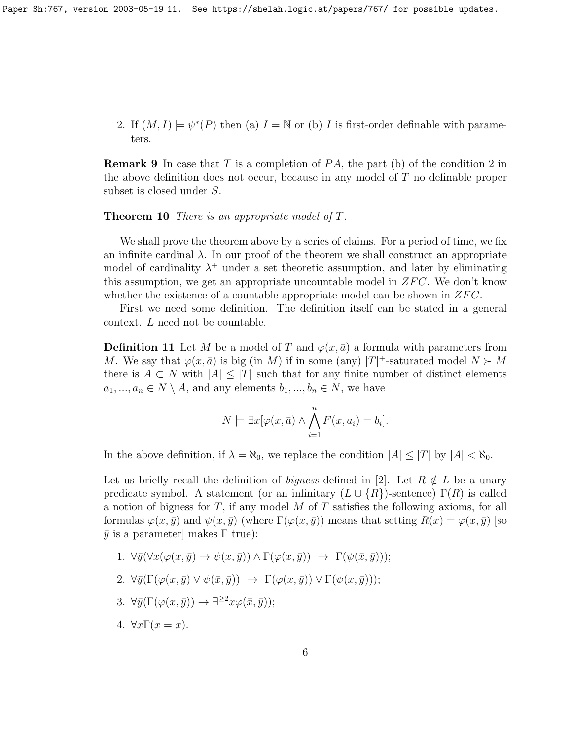2. If $(M, I) \models \psi^*(P)$ then (a) $I = \mathbb{N}$ or (b) $I$ is first-order definable with parameters.

**Remark 9** In case that $T$ is a completion of $PA$, the part (b) of the condition 2 in the above definition does not occur, because in any model of $T$ no definable proper subset is closed under $S$.

**Theorem 10** *There is an appropriate model of $T$.*

We shall prove the theorem above by a series of claims. For a period of time, we fix an infinite cardinal $\lambda$. In our proof of the theorem we shall construct an appropriate model of cardinality $\lambda^+$ under a set theoretic assumption, and later by eliminating this assumption, we get an appropriate uncountable model in $ZFC$. We don't know whether the existence of a countable appropriate model can be shown in $ZFC$.

First we need some definition. The definition itself can be stated in a general context. $L$ need not be countable.

**Definition 11** Let $M$ be a model of $T$ and $\varphi(x, \bar{a})$ a formula with parameters from $M$. We say that $\varphi(x, \bar{a})$ is big (in $M$) if in some (any) $|T|^+$-saturated model $N \succ M$ there is $A \subset N$ with $|A| \leq |T|$ such that for any finite number of distinct elements $a_1, ..., a_n \in N \setminus A$, and any elements $b_1, ..., b_n \in N$, we have

$$N \models \exists x[\varphi(x, \bar{a}) \wedge \bigwedge_{i=1}^{n} F(x, a_i) = b_i].$$

In the above definition, if $\lambda = \aleph_0$, we replace the condition $|A| \leq |T|$ by $|A| < \aleph_0$.

Let us briefly recall the definition of *bigness* defined in [2]. Let $R \notin L$ be a unary predicate symbol. A statement (or an infinitary $(L \cup \{R\})$-sentence) $\Gamma(R)$ is called a notion of bigness for $T$, if any model $M$ of $T$ satisfies the following axioms, for all formulas $\varphi(x, \bar{y})$ and $\psi(x, \bar{y})$ (where $\Gamma(\varphi(x, \bar{y}))$ means that setting $R(x) = \varphi(x, \bar{y})$ [so $\bar{y}$ is a parameter] makes $\Gamma$ true):

1. $\forall \bar{y}(\forall x(\varphi(x, \bar{y}) \rightarrow \psi(x, \bar{y})) \wedge \Gamma(\varphi(x, \bar{y})) \ \rightarrow \ \Gamma(\psi(\bar{x}, \bar{y})))$;
2. $\forall \bar{y}(\Gamma(\varphi(x, \bar{y}) \vee \psi(\bar{x}, \bar{y})) \ \rightarrow \ \Gamma(\varphi(x, \bar{y})) \vee \Gamma(\psi(x, \bar{y})))$;
3. $\forall \bar{y}(\Gamma(\varphi(x, \bar{y})) \rightarrow \exists^{\geq 2} x \varphi(\bar{x}, \bar{y}))$;
4. $\forall x \Gamma(x = x)$.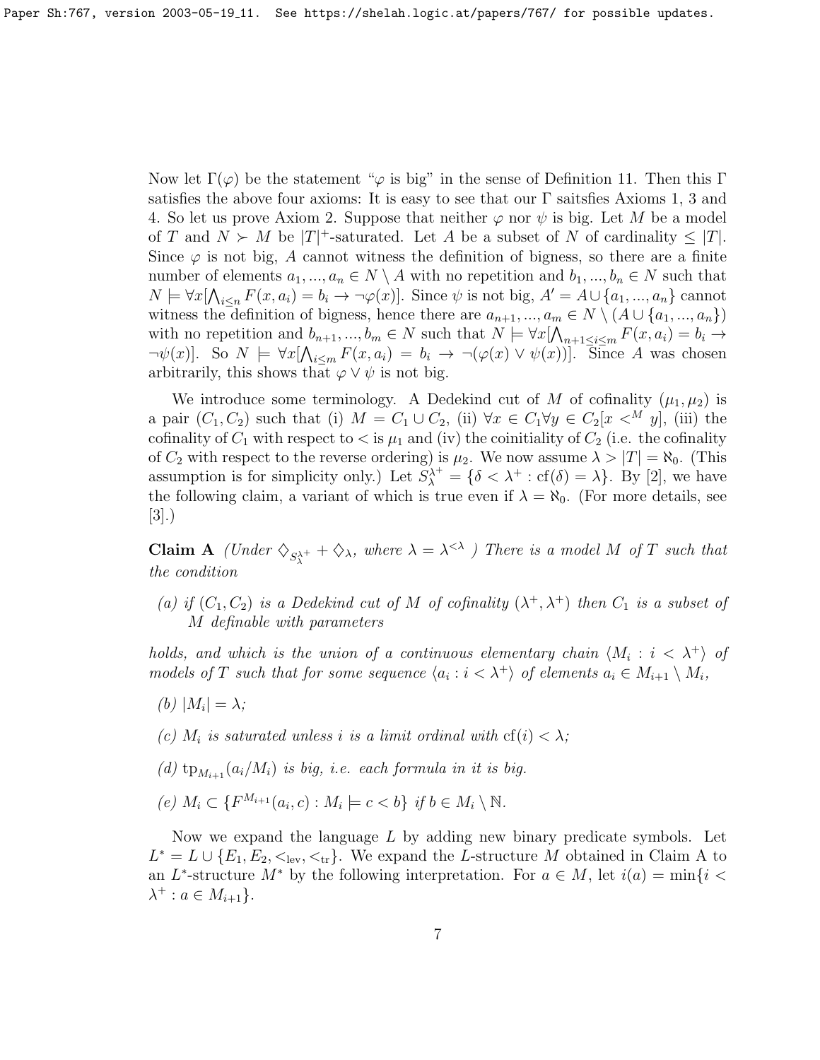Now let $\Gamma(\varphi)$ be the statement "$\varphi$ is big" in the sense of Definition 11. Then this $\Gamma$ satisfies the above four axioms: It is easy to see that our $\Gamma$ saitsfies Axioms 1, 3 and 4. So let us prove Axiom 2. Suppose that neither $\varphi$ nor $\psi$ is big. Let $M$ be a model of $T$ and $N \succ M$ be $|T|^+$-saturated. Let $A$ be a subset of $N$ of cardinality $\leq |T|$. Since $\varphi$ is not big, $A$ cannot witness the definition of bigness, so there are a finite number of elements $a_1, ..., a_n \in N \setminus A$ with no repetition and $b_1, ..., b_n \in N$ such that $N \models \forall x[\bigwedge_{i \leq n} F(x, a_i) = b_i \to \neg\varphi(x)]$. Since $\psi$ is not big, $A' = A \cup \{a_1, ..., a_n\}$ cannot witness the definition of bigness, hence there are $a_{n+1}, ..., a_m \in N \setminus (A \cup \{a_1, ..., a_n\})$ with no repetition and $b_{n+1}, ..., b_m \in N$ such that $N \models \forall x[\bigwedge_{n+1 \leq i \leq m} F(x, a_i) = b_i \to \neg\psi(x)]$. So $N \models \forall x[\bigwedge_{i \leq m} F(x, a_i) = b_i \to \neg(\varphi(x) \vee \psi(x))]$. Since $A$ was chosen arbitrarily, this shows that $\varphi \vee \psi$ is not big.

We introduce some terminology. A Dedekind cut of $M$ of cofinality $(\mu_1, \mu_2)$ is a pair $(C_1, C_2)$ such that (i) $M = C_1 \cup C_2$, (ii) $\forall x \in C_1 \forall y \in C_2 [x <^M y]$, (iii) the cofinality of $C_1$ with respect to $<$ is $\mu_1$ and (iv) the coinitiality of $C_2$ (i.e. the cofinality of $C_2$ with respect to the reverse ordering) is $\mu_2$. We now assume $\lambda > |T| = \aleph_0$. (This assumption is for simplicity only.) Let $S^{\lambda^+}_\lambda = \{\delta < \lambda^+ : \mathrm{cf}(\delta) = \lambda\}$. By [2], we have the following claim, a variant of which is true even if $\lambda = \aleph_0$. (For more details, see [3].)

**Claim A** *(Under $\diamondsuit_{S^{\lambda^+}_\lambda} + \diamondsuit_\lambda$, where $\lambda = \lambda^{<\lambda}$ ) There is a model $M$ of $T$ such that the condition*

*(a) if $(C_1, C_2)$ is a Dedekind cut of $M$ of cofinality $(\lambda^+, \lambda^+)$ then $C_1$ is a subset of $M$ definable with parameters*

*holds, and which is the union of a continuous elementary chain $\langle M_i : i < \lambda^+\rangle$ of models of $T$ such that for some sequence $\langle a_i : i < \lambda^+\rangle$ of elements $a_i \in M_{i+1} \setminus M_i$,*

*(b) $|M_i| = \lambda$;*

*(c) $M_i$ is saturated unless $i$ is a limit ordinal with $\mathrm{cf}(i) < \lambda$;*

*(d) $\mathrm{tp}_{M_{i+1}}(a_i/M_i)$ is big, i.e. each formula in it is big.*

*(e) $M_i \subset \{F^{M_{i+1}}(a_i, c) : M_i \models c < b\}$ if $b \in M_i \setminus \mathbb{N}$.*

Now we expand the language $L$ by adding new binary predicate symbols. Let $L^* = L \cup \{E_1, E_2, <_{\mathrm{lev}}, <_{\mathrm{tr}}\}$. We expand the $L$-structure $M$ obtained in Claim A to an $L^*$-structure $M^*$ by the following interpretation. For $a \in M$, let $i(a) = \min\{i < \lambda^+ : a \in M_{i+1}\}$.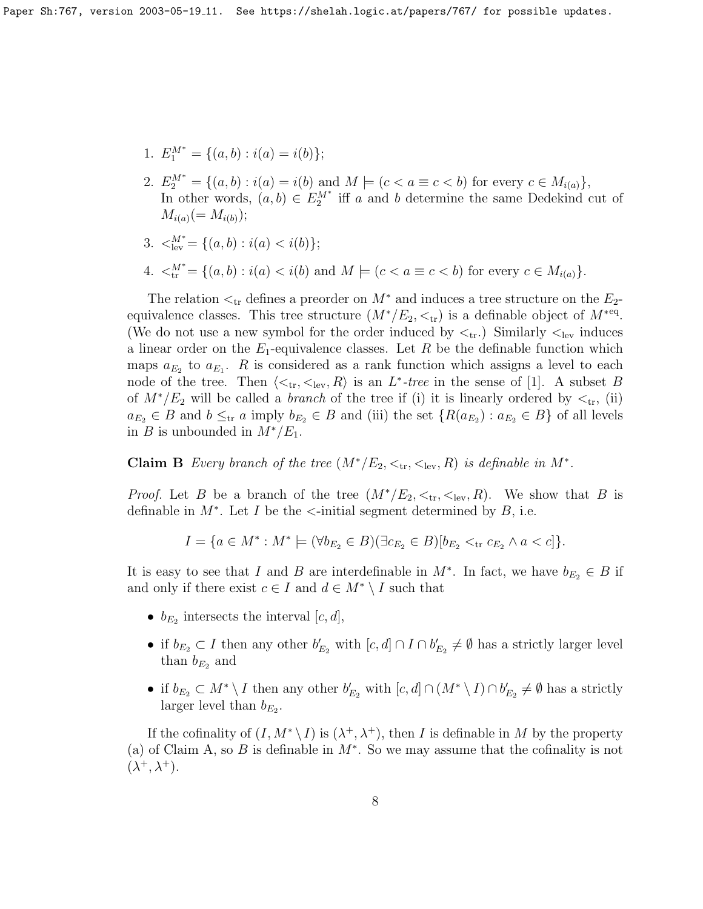1. $E_1^{M^*} = \{(a,b) : i(a) = i(b)\}$;
2. $E_2^{M^*} = \{(a,b) : i(a) = i(b)$ and $M \models (c < a \equiv c < b)$ for every $c \in M_{i(a)}\}$,
   In other words, $(a,b) \in E_2^{M^*}$ iff $a$ and $b$ determine the same Dedekind cut of $M_{i(a)} (= M_{i(b)})$;
3. $<_{\text{lev}}^{M^*} = \{(a,b) : i(a) < i(b)\}$;
4. $<_{\text{tr}}^{M^*} = \{(a,b) : i(a) < i(b)$ and $M \models (c < a \equiv c < b)$ for every $c \in M_{i(a)}\}$.

The relation $<_{\text{tr}}$ defines a preorder on $M^*$ and induces a tree structure on the $E_2$-equivalence classes. This tree structure $(M^*/E_2, <_{\text{tr}})$ is a definable object of $M^{*\text{eq}}$. (We do not use a new symbol for the order induced by $<_{\text{tr}}$.) Similarly $<_{\text{lev}}$ induces a linear order on the $E_1$-equivalence classes. Let $R$ be the definable function which maps $a_{E_2}$ to $a_{E_1}$. $R$ is considered as a rank function which assigns a level to each node of the tree. Then $\langle <_{\text{tr}}, <_{\text{lev}}, R \rangle$ is an $L^*$-*tree* in the sense of [1]. A subset $B$ of $M^*/E_2$ will be called a *branch* of the tree if (i) it is linearly ordered by $<_{\text{tr}}$, (ii) $a_{E_2} \in B$ and $b \leq_{\text{tr}} a$ imply $b_{E_2} \in B$ and (iii) the set $\{R(a_{E_2}) : a_{E_2} \in B\}$ of all levels in $B$ is unbounded in $M^*/E_1$.

**Claim B** *Every branch of the tree $(M^*/E_2, <_{\text{tr}}, <_{\text{lev}}, R)$ is definable in $M^*$.*

*Proof.* Let $B$ be a branch of the tree $(M^*/E_2, <_{\text{tr}}, <_{\text{lev}}, R)$. We show that $B$ is definable in $M^*$. Let $I$ be the $<$-initial segment determined by $B$, i.e.

$$I = \{a \in M^* : M^* \models (\forall b_{E_2} \in B)(\exists c_{E_2} \in B)[b_{E_2} <_{\text{tr}} c_{E_2} \wedge a < c]\}.$$

It is easy to see that $I$ and $B$ are interdefinable in $M^*$. In fact, we have $b_{E_2} \in B$ if and only if there exist $c \in I$ and $d \in M^* \setminus I$ such that

- $b_{E_2}$ intersects the interval $[c,d]$,
- if $b_{E_2} \subset I$ then any other $b'_{E_2}$ with $[c,d] \cap I \cap b'_{E_2} \neq \emptyset$ has a strictly larger level than $b_{E_2}$ and
- if $b_{E_2} \subset M^* \setminus I$ then any other $b'_{E_2}$ with $[c,d] \cap (M^* \setminus I) \cap b'_{E_2} \neq \emptyset$ has a strictly larger level than $b_{E_2}$.

If the cofinality of $(I, M^* \setminus I)$ is $(\lambda^+, \lambda^+)$, then $I$ is definable in $M$ by the property (a) of Claim A, so $B$ is definable in $M^*$. So we may assume that the cofinality is not $(\lambda^+, \lambda^+)$.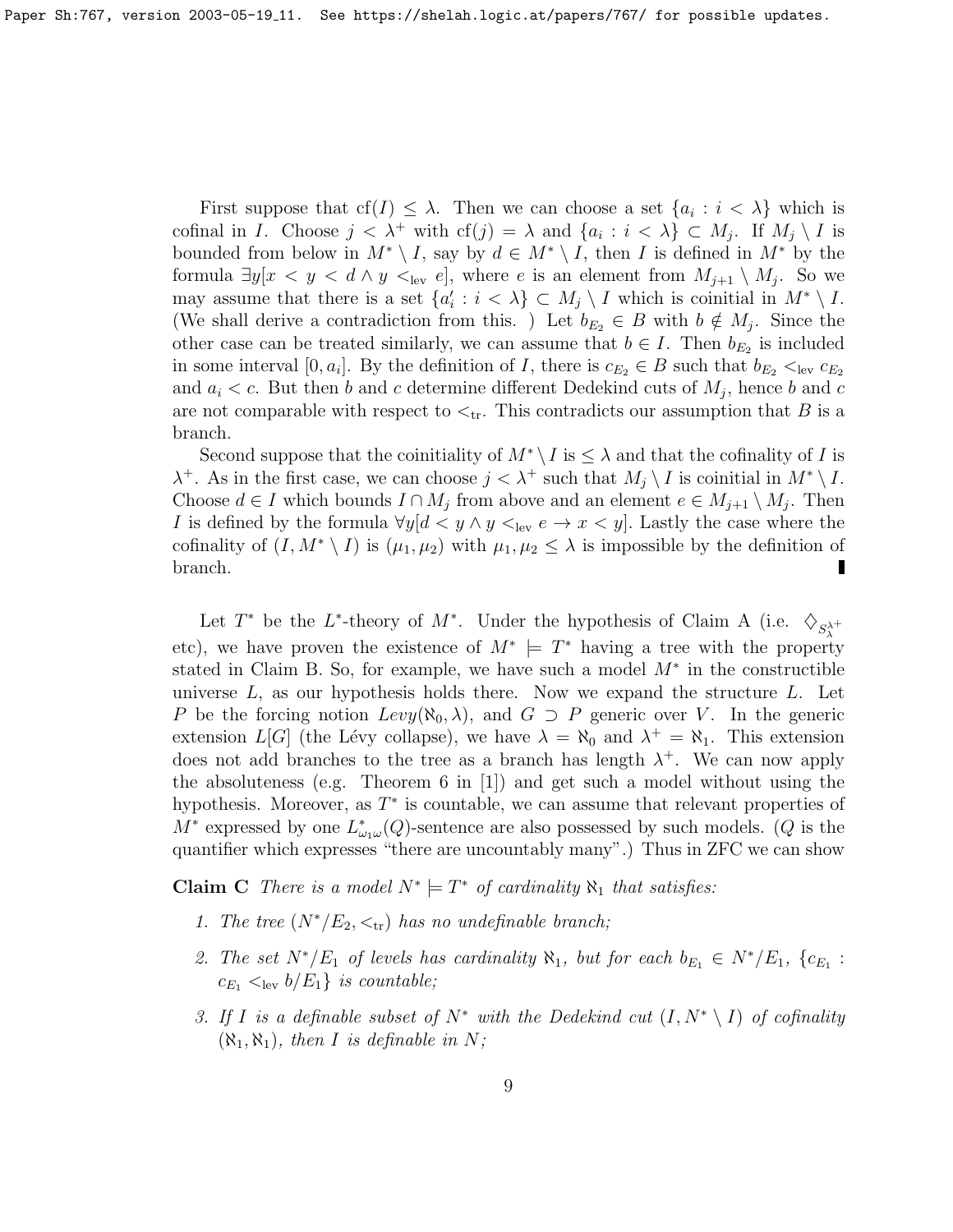First suppose that $\mathrm{cf}(I) \leq \lambda$. Then we can choose a set $\{a_i : i < \lambda\}$ which is cofinal in $I$. Choose $j < \lambda^+$ with $\mathrm{cf}(j) = \lambda$ and $\{a_i : i < \lambda\} \subset M_j$. If $M_j \setminus I$ is bounded from below in $M^* \setminus I$, say by $d \in M^* \setminus I$, then $I$ is defined in $M^*$ by the formula $\exists y[x < y < d \wedge y <_{\mathrm{lev}} e]$, where $e$ is an element from $M_{j+1} \setminus M_j$. So we may assume that there is a set $\{a'_i : i < \lambda\} \subset M_j \setminus I$ which is coinitial in $M^* \setminus I$. (We shall derive a contradiction from this. ) Let $b_{E_2} \in B$ with $b \notin M_j$. Since the other case can be treated similarly, we can assume that $b \in I$. Then $b_{E_2}$ is included in some interval $[0, a_i]$. By the definition of $I$, there is $c_{E_2} \in B$ such that $b_{E_2} <_{\mathrm{lev}} c_{E_2}$ and $a_i < c$. But then $b$ and $c$ determine different Dedekind cuts of $M_j$, hence $b$ and $c$ are not comparable with respect to $<_{\mathrm{tr}}$. This contradicts our assumption that $B$ is a branch.

Second suppose that the coinitiality of $M^* \setminus I$ is $\leq \lambda$ and that the cofinality of $I$ is $\lambda^+$. As in the first case, we can choose $j < \lambda^+$ such that $M_j \setminus I$ is coinitial in $M^* \setminus I$. Choose $d \in I$ which bounds $I \cap M_j$ from above and an element $e \in M_{j+1} \setminus M_j$. Then $I$ is defined by the formula $\forall y[d < y \wedge y <_{\mathrm{lev}} e \to x < y]$. Lastly the case where the cofinality of $(I, M^* \setminus I)$ is $(\mu_1, \mu_2)$ with $\mu_1, \mu_2 \leq \lambda$ is impossible by the definition of branch. ∎

Let $T^*$ be the $L^*$-theory of $M^*$. Under the hypothesis of Claim A (i.e. $\diamondsuit_{S^{\lambda^+}_\lambda}$ etc), we have proven the existence of $M^* \models T^*$ having a tree with the property stated in Claim B. So, for example, we have such a model $M^*$ in the constructible universe $L$, as our hypothesis holds there. Now we expand the structure $L$. Let $P$ be the forcing notion $Levy(\aleph_0, \lambda)$, and $G \supset P$ generic over $V$. In the generic extension $L[G]$ (the Lévy collapse), we have $\lambda = \aleph_0$ and $\lambda^+ = \aleph_1$. This extension does not add branches to the tree as a branch has length $\lambda^+$. We can now apply the absoluteness (e.g. Theorem 6 in [1]) and get such a model without using the hypothesis. Moreover, as $T^*$ is countable, we can assume that relevant properties of $M^*$ expressed by one $L^*_{\omega_1\omega}(Q)$-sentence are also possessed by such models. ($Q$ is the quantifier which expresses "there are uncountably many".) Thus in ZFC we can show

**Claim C** *There is a model $N^* \models T^*$ of cardinality $\aleph_1$ that satisfies:*

1. *The tree $(N^*/E_2, <_{\mathrm{tr}})$ has no undefinable branch;*
2. *The set $N^*/E_1$ of levels has cardinality $\aleph_1$, but for each $b_{E_1} \in N^*/E_1$, $\{c_{E_1} : c_{E_1} <_{\mathrm{lev}} b/E_1\}$ is countable;*
3. *If $I$ is a definable subset of $N^*$ with the Dedekind cut $(I, N^* \setminus I)$ of cofinality $(\aleph_1, \aleph_1)$, then $I$ is definable in $N$;*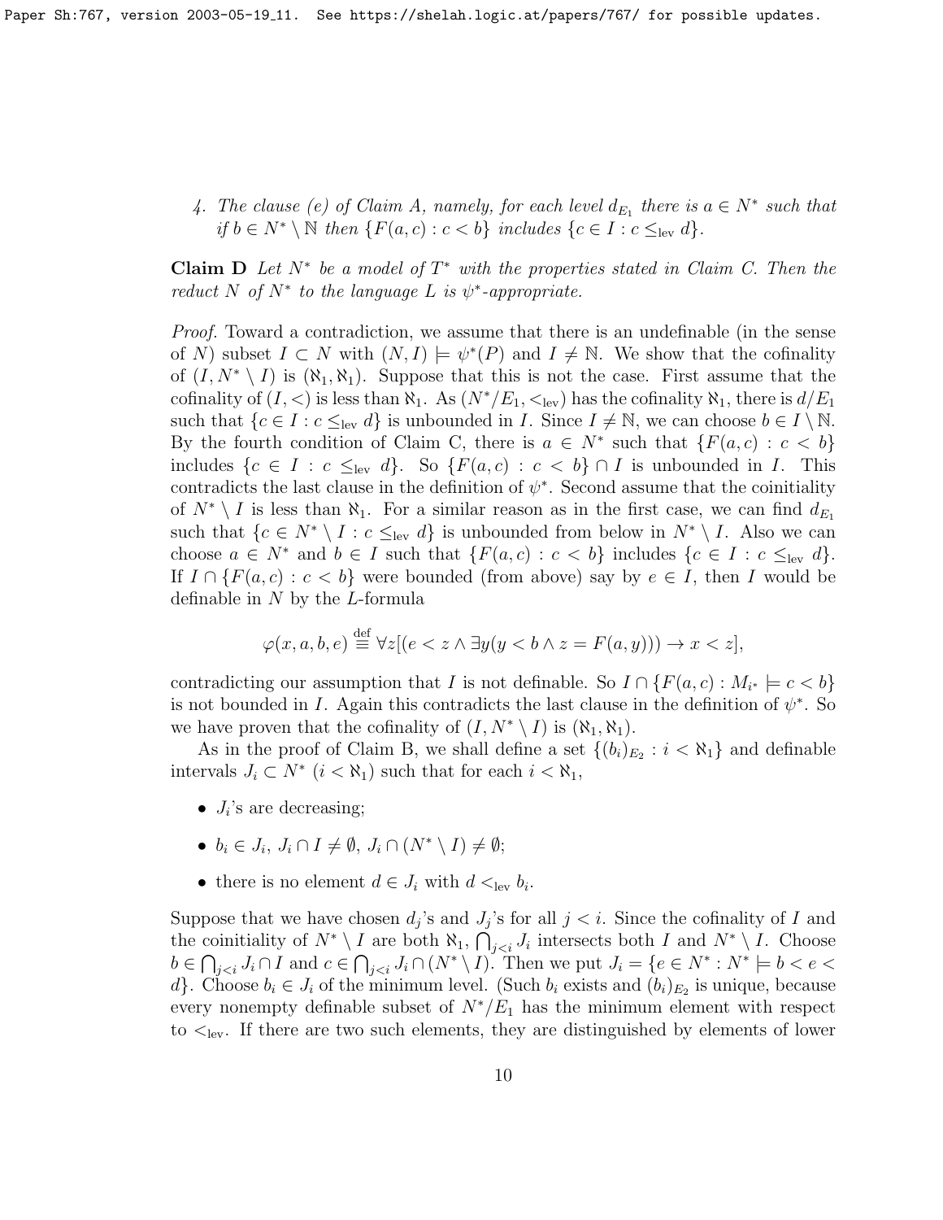4. *The clause (e) of Claim A, namely, for each level $d_{E_1}$ there is $a \in N^*$ such that if $b \in N^* \setminus \mathbb{N}$ then $\{F(a,c) : c < b\}$ includes $\{c \in I : c \leq_{\text{lev}} d\}$.*

**Claim D** *Let $N^*$ be a model of $T^*$ with the properties stated in Claim C. Then the reduct $N$ of $N^*$ to the language $L$ is $\psi^*$-appropriate.*

*Proof.* Toward a contradiction, we assume that there is an undefinable (in the sense of $N$) subset $I \subset N$ with $(N, I) \models \psi^*(P)$ and $I \neq \mathbb{N}$. We show that the cofinality of $(I, N^* \setminus I)$ is $(\aleph_1, \aleph_1)$. Suppose that this is not the case. First assume that the cofinality of $(I, <)$ is less than $\aleph_1$. As $(N^*/E_1, <_{\text{lev}})$ has the cofinality $\aleph_1$, there is $d/E_1$ such that $\{c \in I : c \leq_{\text{lev}} d\}$ is unbounded in $I$. Since $I \neq \mathbb{N}$, we can choose $b \in I \setminus \mathbb{N}$. By the fourth condition of Claim C, there is $a \in N^*$ such that $\{F(a,c) : c < b\}$ includes $\{c \in I : c \leq_{\text{lev}} d\}$. So $\{F(a,c) : c < b\} \cap I$ is unbounded in $I$. This contradicts the last clause in the definition of $\psi^*$. Second assume that the coinitiality of $N^* \setminus I$ is less than $\aleph_1$. For a similar reason as in the first case, we can find $d_{E_1}$ such that $\{c \in N^* \setminus I : c \leq_{\text{lev}} d\}$ is unbounded from below in $N^* \setminus I$. Also we can choose $a \in N^*$ and $b \in I$ such that $\{F(a,c) : c < b\}$ includes $\{c \in I : c \leq_{\text{lev}} d\}$. If $I \cap \{F(a,c) : c < b\}$ were bounded (from above) say by $e \in I$, then $I$ would be definable in $N$ by the $L$-formula

$$\varphi(x, a, b, e) \stackrel{\text{def}}{\equiv} \forall z[(e < z \wedge \exists y(y < b \wedge z = F(a,y))) \to x < z],$$

contradicting our assumption that $I$ is not definable. So $I \cap \{F(a,c) : M_{i^*} \models c < b\}$ is not bounded in $I$. Again this contradicts the last clause in the definition of $\psi^*$. So we have proven that the cofinality of $(I, N^* \setminus I)$ is $(\aleph_1, \aleph_1)$.

As in the proof of Claim B, we shall define a set $\{(b_i)_{E_2} : i < \aleph_1\}$ and definable intervals $J_i \subset N^*$ $(i < \aleph_1)$ such that for each $i < \aleph_1$,

- $J_i$'s are decreasing;
- $b_i \in J_i$, $J_i \cap I \neq \emptyset$, $J_i \cap (N^* \setminus I) \neq \emptyset$;
- there is no element $d \in J_i$ with $d <_{\text{lev}} b_i$.

Suppose that we have chosen $d_j$'s and $J_j$'s for all $j < i$. Since the cofinality of $I$ and the coinitiality of $N^* \setminus I$ are both $\aleph_1$, $\bigcap_{j<i} J_i$ intersects both $I$ and $N^* \setminus I$. Choose $b \in \bigcap_{j<i} J_i \cap I$ and $c \in \bigcap_{j<i} J_i \cap (N^* \setminus I)$. Then we put $J_i = \{e \in N^* : N^* \models b < e < d\}$. Choose $b_i \in J_i$ of the minimum level. (Such $b_i$ exists and $(b_i)_{E_2}$ is unique, because every nonempty definable subset of $N^*/E_1$ has the minimum element with respect to $<_{\text{lev}}$. If there are two such elements, they are distinguished by elements of lower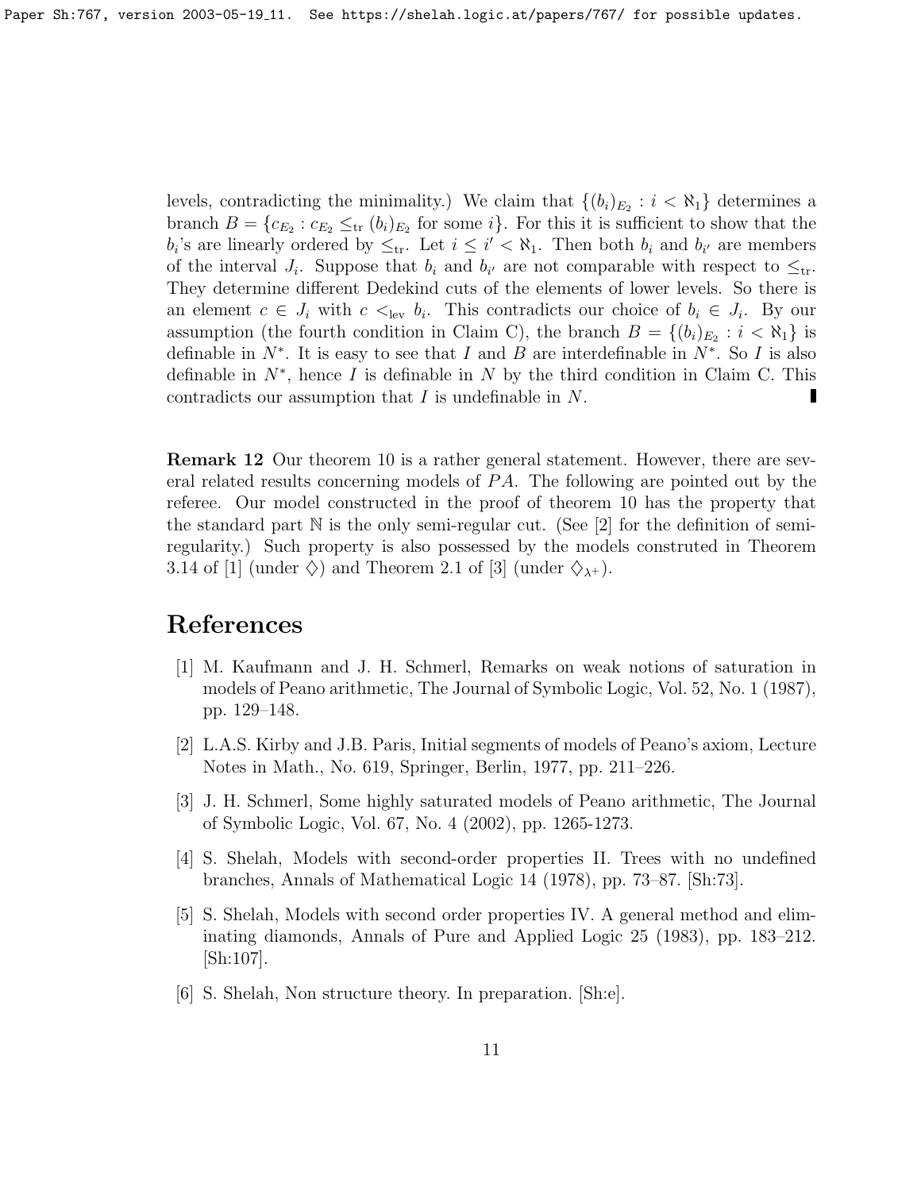levels, contradicting the minimality.) We claim that $\{(b_i)_{E_2} : i < \aleph_1\}$ determines a branch $B = \{c_{E_2} : c_{E_2} \leq_{\rm tr} (b_i)_{E_2}$ for some $i\}$. For this it is sufficient to show that the $b_i$'s are linearly ordered by $\leq_{\rm tr}$. Let $i \leq i' < \aleph_1$. Then both $b_i$ and $b_{i'}$ are members of the interval $J_i$. Suppose that $b_i$ and $b_{i'}$ are not comparable with respect to $\leq_{\rm tr}$. They determine different Dedekind cuts of the elements of lower levels. So there is an element $c \in J_i$ with $c <_{\rm lev} b_i$. This contradicts our choice of $b_i \in J_i$. By our assumption (the fourth condition in Claim C), the branch $B = \{(b_i)_{E_2} : i < \aleph_1\}$ is definable in $N^*$. It is easy to see that $I$ and $B$ are interdefinable in $N^*$. So $I$ is also definable in $N^*$, hence $I$ is definable in $N$ by the third condition in Claim C. This contradicts our assumption that $I$ is undefinable in $N$. ∎

**Remark 12** Our theorem 10 is a rather general statement. However, there are several related results concerning models of $PA$. The following are pointed out by the referee. Our model constructed in the proof of theorem 10 has the property that the standard part $\mathbb{N}$ is the only semi-regular cut. (See [2] for the definition of semi-regularity.) Such property is also possessed by the models construted in Theorem 3.14 of [1] (under $\diamondsuit$) and Theorem 2.1 of [3] (under $\diamondsuit_{\lambda^+}$).

# References

[1] M. Kaufmann and J. H. Schmerl, Remarks on weak notions of saturation in models of Peano arithmetic, The Journal of Symbolic Logic, Vol. 52, No. 1 (1987), pp. 129–148.

[2] L.A.S. Kirby and J.B. Paris, Initial segments of models of Peano's axiom, Lecture Notes in Math., No. 619, Springer, Berlin, 1977, pp. 211–226.

[3] J. H. Schmerl, Some highly saturated models of Peano arithmetic, The Journal of Symbolic Logic, Vol. 67, No. 4 (2002), pp. 1265-1273.

[4] S. Shelah, Models with second-order properties II. Trees with no undefined branches, Annals of Mathematical Logic 14 (1978), pp. 73–87. [Sh:73].

[5] S. Shelah, Models with second order properties IV. A general method and eliminating diamonds, Annals of Pure and Applied Logic 25 (1983), pp. 183–212. [Sh:107].

[6] S. Shelah, Non structure theory. In preparation. [Sh:e].